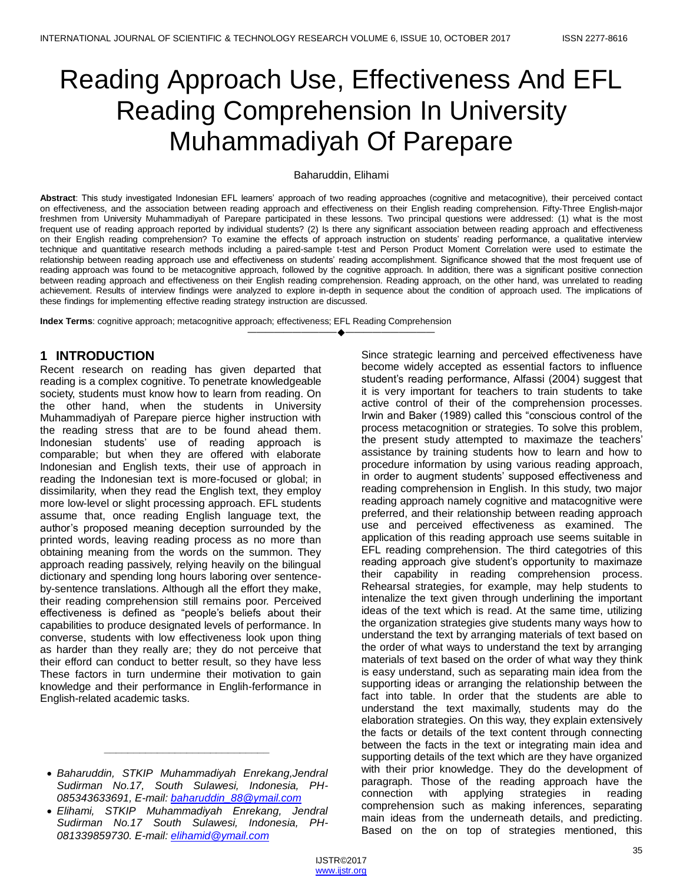# Reading Approach Use, Effectiveness And EFL Reading Comprehension In University Muhammadiyah Of Parepare

Baharuddin, Elihami

**Abstract**: This study investigated Indonesian EFL learners' approach of two reading approaches (cognitive and metacognitive), their perceived contact on effectiveness, and the association between reading approach and effectiveness on their English reading comprehension. Fifty-Three English-major freshmen from University Muhammadiyah of Parepare participated in these lessons. Two principal questions were addressed: (1) what is the most frequent use of reading approach reported by individual students? (2) Is there any significant association between reading approach and effectiveness on their English reading comprehension? To examine the effects of approach instruction on students' reading performance, a qualitative interview technique and quantitative research methods including a paired-sample t-test and Person Product Moment Correlation were used to estimate the relationship between reading approach use and effectiveness on students' reading accomplishment. Significance showed that the most frequent use of reading approach was found to be metacognitive approach, followed by the cognitive approach. In addition, there was a significant positive connection between reading approach and effectiveness on their English reading comprehension. Reading approach, on the other hand, was unrelated to reading achievement. Results of interview findings were analyzed to explore in-depth in sequence about the condition of approach used. The implications of these findings for implementing effective reading strategy instruction are discussed.

**Index Terms**: cognitive approach; metacognitive approach; effectiveness; EFL Reading Comprehension

## 1 INTRODUCTION

Recent research on reading has given departed that reading is a complex cognitive. To penetrate knowledgeable society, students must know how to learn from reading. On the other hand, when the students in University Muhammadiyah of Parepare pierce higher instruction with the reading stress that are to be found ahead them. Indonesian students' use of reading approach is comparable; but when they are offered with elaborate Indonesian and English texts, their use of approach in reading the Indonesian text is more-focused or global; in dissimilarity, when they read the English text, they employ more low-level or slight processing approach. EFL students assume that, once reading English language text, the author's proposed meaning deception surrounded by the printed words, leaving reading process as no more than obtaining meaning from the words on the summon. They approach reading passively, relying heavily on the bilingual dictionary and spending long hours laboring over sentence-by-sentence translations. Although all the effort they make, their reading comprehension still remains poor. Perceived effectiveness is defined as "people's beliefs about their capabilities to produce designated levels of performance. In converse, students with low effectiveness look upon thing as harder than they really are; they do not perceive that their efford can conduct to better result, so they have less These factors in turn undermine their motivation to gain knowledge and their performance in Englih-ferformance in English-related academic tasks.

Since strategic learning and perceived effectiveness have become widely accepted as essential factors to influence student's reading performance, Alfassi (2004) suggest that it is very important for teachers to train students to take active control of their of the comprehension processes. Irwin and Baker (1989) called this "conscious control of the process metacognition or strategies. To solve this problem, the present study attempted to maximaze the teachers' assistance by training students how to learn and how to procedure information by using various reading approach, in order to augment students' supposed effectiveness and reading comprehension in English. In this study, two major reading approach namely cognitive and matacognitive were preferred, and their relationship between reading approach use and perceived effectiveness as examined. The application of this reading approach use seems suitable in EFL reading comprehension. The third categotries of this reading approach give student's opportunity to maximaze their capability in reading comprehension process. Rehearsal strategies, for example, may help students to intenalize the text given through underlining the important ideas of the text which is read. At the same time, utilizing the organization strategies give students many ways how to understand the text by arranging materials of text based on the order of what ways to understand the text by arranging materials of text based on the order of what way they think is easy understand, such as separating main idea from the supporting ideas or arranging the relationship between the fact into table. In order that the students are able to understand the text maximally, students may do the elaboration strategies. On this way, they explain extensively the facts or details of the text content through connecting between the facts in the text or integrating main idea and supporting details of the text which are they have organized with their prior knowledge. They do the development of paragraph. Those of the reading approach have the connection with applying strategies in reading comprehension such as making inferences, separating main ideas from the underneath details, and predicting. Based on the on top of strategies mentioned, this

---

- *Baharuddin, STKIP Muhammadiyah Enrekang,Jendral Sudirman No.17, South Sulawesi, Indonesia, PH-085343633691, E-mail: baharuddin_88@ymail.com*
- *Elihami, STKIP Muhammadiyah Enrekang, Jendral Sudirman No.17 South Sulawesi, Indonesia, PH-081339859730. E-mail: elihamid@ymail.com*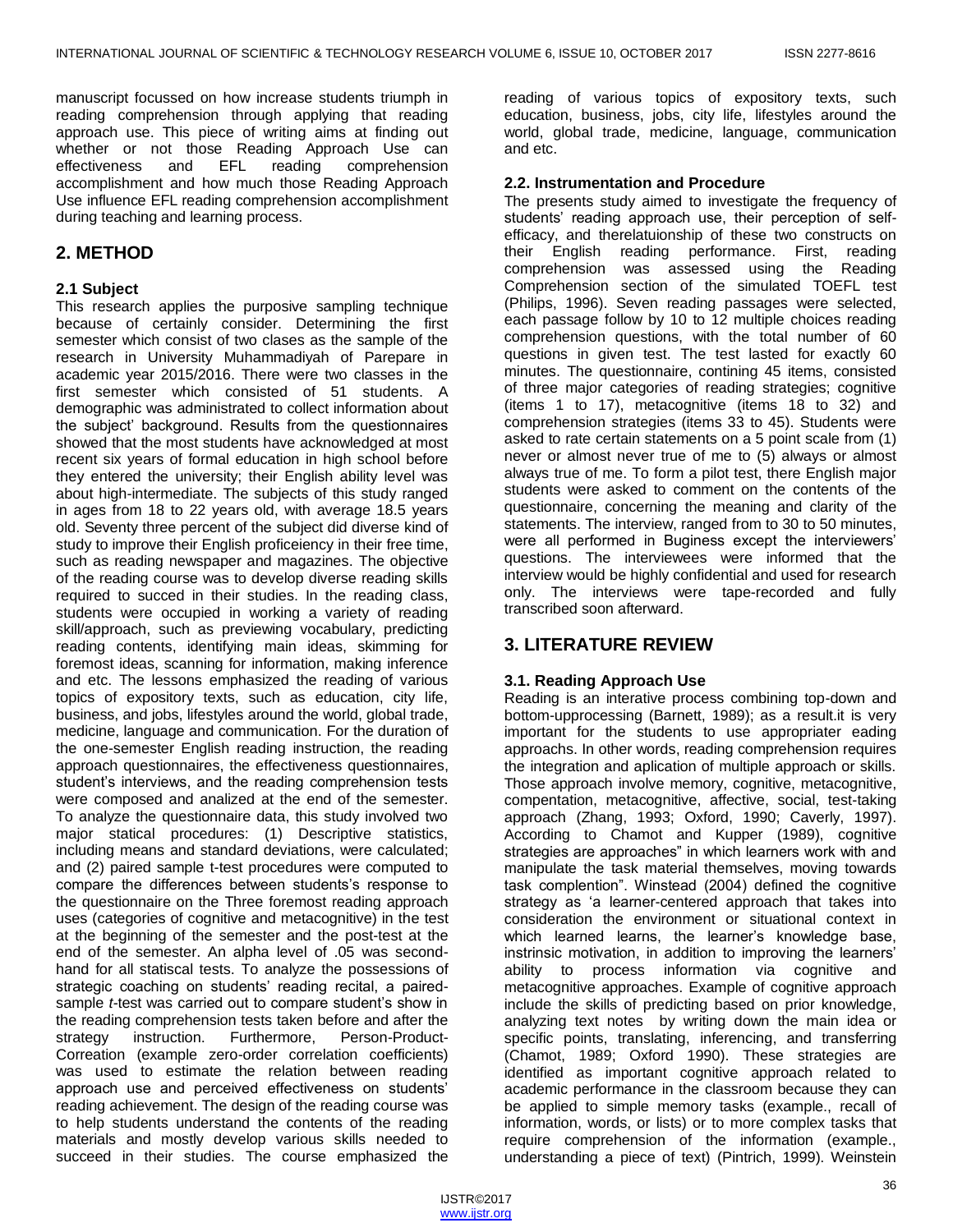manuscript focussed on how increase students triumph in reading comprehension through applying that reading approach use. This piece of writing aims at finding out whether or not those Reading Approach Use can effectiveness and EFL reading comprehension accomplishment and how much those Reading Approach Use influence EFL reading comprehension accomplishment during teaching and learning process.

## 2. METHOD

### 2.1 Subject

This research applies the purposive sampling technique because of certainly consider. Determining the first semester which consist of two clases as the sample of the research in University Muhammadiyah of Parepare in academic year 2015/2016. There were two classes in the first semester which consisted of 51 students. A demographic was administrated to collect information about the subject' background. Results from the questionnaires showed that the most students have acknowledged at most recent six years of formal education in high school before they entered the university; their English ability level was about high-intermediate. The subjects of this study ranged in ages from 18 to 22 years old, with average 18.5 years old. Seventy three percent of the subject did diverse kind of study to improve their English proficeiency in their free time, such as reading newspaper and magazines. The objective of the reading course was to develop diverse reading skills required to succed in their studies. In the reading class, students were occupied in working a variety of reading skill/approach, such as previewing vocabulary, predicting reading contents, identifying main ideas, skimming for foremost ideas, scanning for information, making inference and etc. The lessons emphasized the reading of various topics of expository texts, such as education, city life, business, and jobs, lifestyles around the world, global trade, medicine, language and communication. For the duration of the one-semester English reading instruction, the reading approach questionnaires, the effectiveness questionnaires, student's interviews, and the reading comprehension tests were composed and analized at the end of the semester. To analyze the questionnaire data, this study involved two major statical procedures: (1) Descriptive statistics, including means and standard deviations, were calculated; and (2) paired sample t-test procedures were computed to compare the differences between students's response to the questionnaire on the Three foremost reading approach uses (categories of cognitive and metacognitive) in the test at the beginning of the semester and the post-test at the end of the semester. An alpha level of .05 was second-hand for all statiscal tests. To analyze the possessions of strategic coaching on students' reading recital, a paired-sample *t*-test was carried out to compare student's show in the reading comprehension tests taken before and after the strategy instruction. Furthermore, Person-Product-Correation (example zero-order correlation coefficients) was used to estimate the relation between reading approach use and perceived effectiveness on students' reading achievement. The design of the reading course was to help students understand the contents of the reading materials and mostly develop various skills needed to succeed in their studies. The course emphasized the reading of various topics of expository texts, such education, business, jobs, city life, lifestyles around the world, global trade, medicine, language, communication and etc.

### 2.2. Instrumentation and Procedure

The presents study aimed to investigate the frequency of students' reading approach use, their perception of self-efficacy, and therelatuionship of these two constructs on their English reading performance. First, reading comprehension was assessed using the Reading Comprehension section of the simulated TOEFL test (Philips, 1996). Seven reading passages were selected, each passage follow by 10 to 12 multiple choices reading comprehension questions, with the total number of 60 questions in given test. The test lasted for exactly 60 minutes. The questionnaire, contining 45 items, consisted of three major categories of reading strategies; cognitive (items 1 to 17), metacognitive (items 18 to 32) and comprehension strategies (items 33 to 45). Students were asked to rate certain statements on a 5 point scale from (1) never or almost never true of me to (5) always or almost always true of me. To form a pilot test, there English major students were asked to comment on the contents of the questionnaire, concerning the meaning and clarity of the statements. The interview, ranged from to 30 to 50 minutes, were all performed in Buginess except the interviewers' questions. The interviewees were informed that the interview would be highly confidential and used for research only. The interviews were tape-recorded and fully transcribed soon afterward.

## 3. LITERATURE REVIEW

### 3.1. Reading Approach Use

Reading is an interative process combining top-down and bottom-upprocessing (Barnett, 1989); as a result.it is very important for the students to use appropriater eading approachs. In other words, reading comprehension requires the integration and aplication of multiple approach or skills. Those approach involve memory, cognitive, metacognitive, compentation, metacognitive, affective, social, test-taking approach (Zhang, 1993; Oxford, 1990; Caverly, 1997). According to Chamot and Kupper (1989), cognitive strategies are approaches" in which learners work with and manipulate the task material themselves, moving towards task complention". Winstead (2004) defined the cognitive strategy as 'a learner-centered approach that takes into consideration the environment or situational context in which learned learns, the learner's knowledge base, instrinsic motivation, in addition to improving the learners' ability to process information via cognitive and metacognitive approaches. Example of cognitive approach include the skills of predicting based on prior knowledge, analyzing text notes by writing down the main idea or specific points, translating, inferencing, and transferring (Chamot, 1989; Oxford 1990). These strategies are identified as important cognitive approach related to academic performance in the classroom because they can be applied to simple memory tasks (example., recall of information, words, or lists) or to more complex tasks that require comprehension of the information (example., understanding a piece of text) (Pintrich, 1999). Weinstein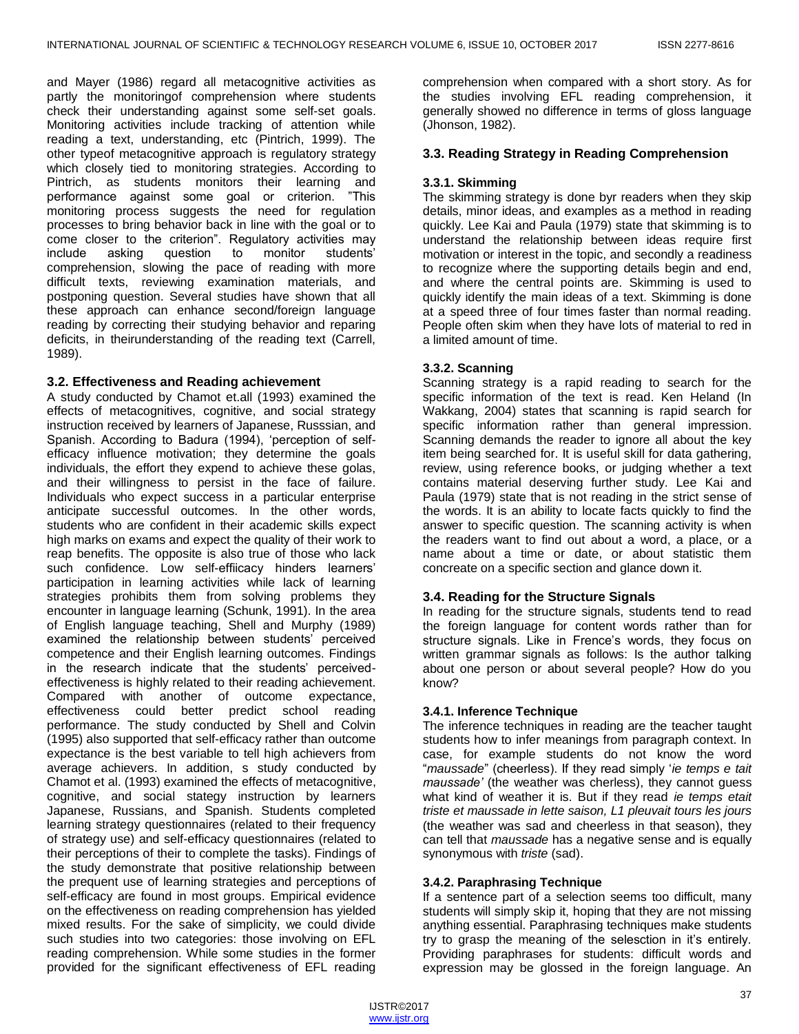and Mayer (1986) regard all metacognitive activities as partly the monitoringof comprehension where students check their understanding against some self-set goals. Monitoring activities include tracking of attention while reading a text, understanding, etc (Pintrich, 1999). The other typeof metacognitive approach is regulatory strategy which closely tied to monitoring strategies. According to Pintrich, as students monitors their learning and performance against some goal or criterion. "This monitoring process suggests the need for regulation processes to bring behavior back in line with the goal or to come closer to the criterion". Regulatory activities may include asking question to monitor students' comprehension, slowing the pace of reading with more difficult texts, reviewing examination materials, and postponing question. Several studies have shown that all these approach can enhance second/foreign language reading by correcting their studying behavior and reparing deficits, in theirunderstanding of the reading text (Carrell, 1989).

### 3.2. Effectiveness and Reading achievement

A study conducted by Chamot et.all (1993) examined the effects of metacognitives, cognitive, and social strategy instruction received by learners of Japanese, Russsian, and Spanish. According to Badura (1994), 'perception of self-efficacy influence motivation; they determine the goals individuals, the effort they expend to achieve these golas, and their willingness to persist in the face of failure. Individuals who expect success in a particular enterprise anticipate successful outcomes. In the other words, students who are confident in their academic skills expect high marks on exams and expect the quality of their work to reap benefits. The opposite is also true of those who lack such confidence. Low self-effiicacy hinders learners' participation in learning activities while lack of learning strategies prohibits them from solving problems they encounter in language learning (Schunk, 1991). In the area of English language teaching, Shell and Murphy (1989) examined the relationship between students' perceived competence and their English learning outcomes. Findings in the research indicate that the students' perceived-effectiveness is highly related to their reading achievement. Compared with another of outcome expectance, effectiveness could better predict school reading performance. The study conducted by Shell and Colvin (1995) also supported that self-efficacy rather than outcome expectance is the best variable to tell high achievers from average achievers. In addition, s study conducted by Chamot et al. (1993) examined the effects of metacognitive, cognitive, and social stategy instruction by learners Japanese, Russians, and Spanish. Students completed learning strategy questionnaires (related to their frequency of strategy use) and self-efficacy questionnaires (related to their perceptions of their to complete the tasks). Findings of the study demonstrate that positive relationship between the prequent use of learning strategies and perceptions of self-efficacy are found in most groups. Empirical evidence on the effectiveness on reading comprehension has yielded mixed results. For the sake of simplicity, we could divide such studies into two categories: those involving on EFL reading comprehension. While some studies in the former provided for the significant effectiveness of EFL reading comprehension when compared with a short story. As for the studies involving EFL reading comprehension, it generally showed no difference in terms of gloss language (Jhonson, 1982).

### 3.3. Reading Strategy in Reading Comprehension

#### 3.3.1. Skimming

The skimming strategy is done byr readers when they skip details, minor ideas, and examples as a method in reading quickly. Lee Kai and Paula (1979) state that skimming is to understand the relationship between ideas require first motivation or interest in the topic, and secondly a readiness to recognize where the supporting details begin and end, and where the central points are. Skimming is used to quickly identify the main ideas of a text. Skimming is done at a speed three of four times faster than normal reading. People often skim when they have lots of material to red in a limited amount of time.

#### 3.3.2. Scanning

Scanning strategy is a rapid reading to search for the specific information of the text is read. Ken Heland (In Wakkang, 2004) states that scanning is rapid search for specific information rather than general impression. Scanning demands the reader to ignore all about the key item being searched for. It is useful skill for data gathering, review, using reference books, or judging whether a text contains material deserving further study. Lee Kai and Paula (1979) state that is not reading in the strict sense of the words. It is an ability to locate facts quickly to find the answer to specific question. The scanning activity is when the readers want to find out about a word, a place, or a name about a time or date, or about statistic them concreate on a specific section and glance down it.

### 3.4. Reading for the Structure Signals

In reading for the structure signals, students tend to read the foreign language for content words rather than for structure signals. Like in France's words, they focus on written grammar signals as follows: Is the author talking about one person or about several people? How do you know?

#### 3.4.1. Inference Technique

The inference techniques in reading are the teacher taught students how to infer meanings from paragraph context. In case, for example students do not know the word "*maussade*" (cheerless). If they read simply '*ie temps e tait maussade'* (the weather was cherless), they cannot guess what kind of weather it is. But if they read *ie temps etait triste et maussade in lette saison, L1 pleuvait tours les jours* (the weather was sad and cheerless in that season), they can tell that *maussade* has a negative sense and is equally synonymous with *triste* (sad).

#### 3.4.2. Paraphrasing Technique

If a sentence part of a selection seems too difficult, many students will simply skip it, hoping that they are not missing anything essential. Paraphrasing techniques make students try to grasp the meaning of the selesction in it's entirely. Providing paraphrases for students: difficult words and expression may be glossed in the foreign language. An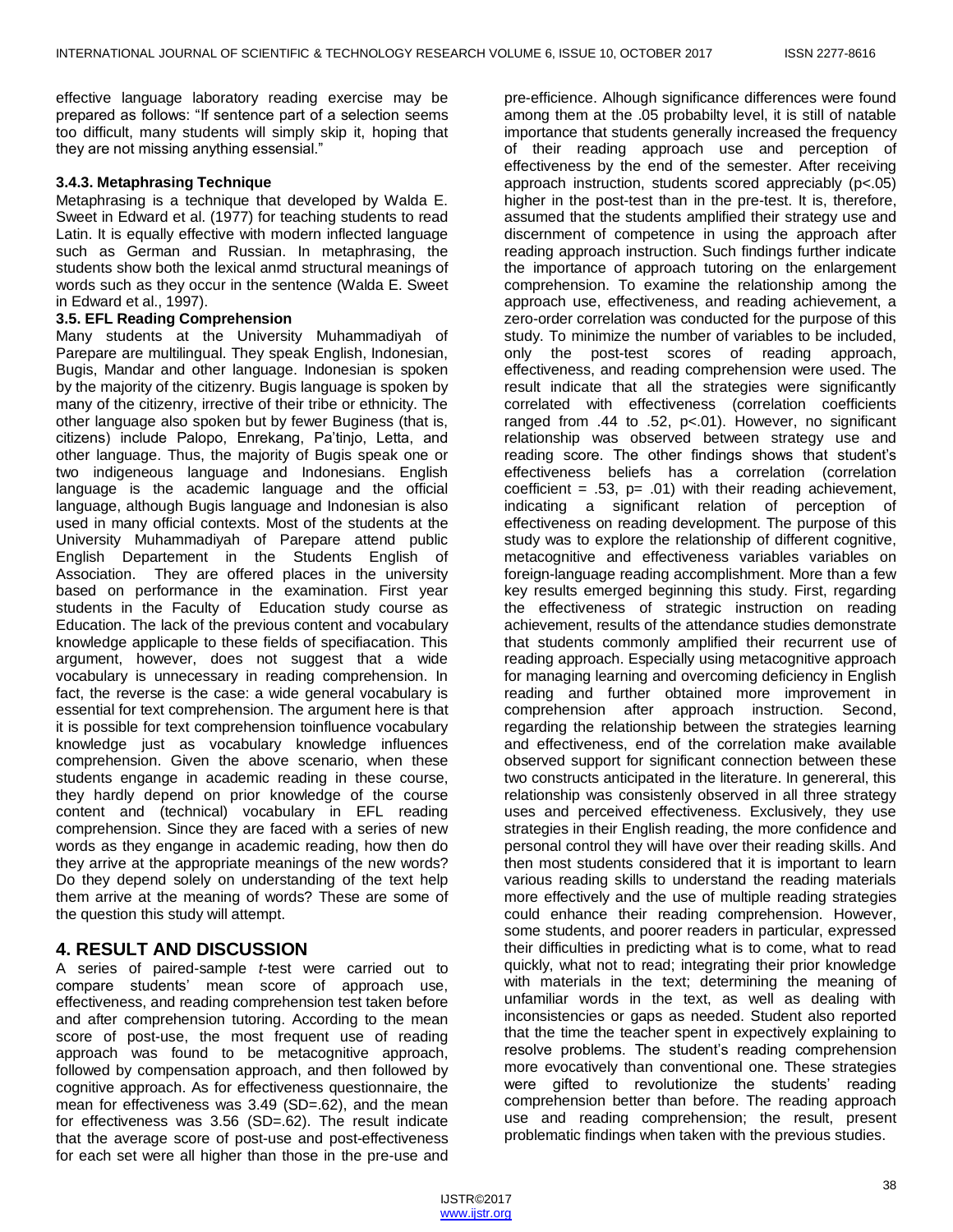effective language laboratory reading exercise may be prepared as follows: "If sentence part of a selection seems too difficult, many students will simply skip it, hoping that they are not missing anything essensial."

### 3.4.3. Metaphrasing Technique

Metaphrasing is a technique that developed by Walda E. Sweet in Edward et al. (1977) for teaching students to read Latin. It is equally effective with modern inflected language such as German and Russian. In metaphrasing, the students show both the lexical anmd structural meanings of words such as they occur in the sentence (Walda E. Sweet in Edward et al., 1997).

### 3.5. EFL Reading Comprehension

Many students at the University Muhammadiyah of Parepare are multilingual. They speak English, Indonesian, Bugis, Mandar and other language. Indonesian is spoken by the majority of the citizenry. Bugis language is spoken by many of the citizenry, irrective of their tribe or ethnicity. The other language also spoken but by fewer Buginess (that is, citizens) include Palopo, Enrekang, Pa'tinjo, Letta, and other language. Thus, the majority of Bugis speak one or two indigeneous language and Indonesians. English language is the academic language and the official language, although Bugis language and Indonesian is also used in many official contexts. Most of the students at the University Muhammadiyah of Parepare attend public English Departement in the Students English of Association. They are offered places in the university based on performance in the examination. First year students in the Faculty of Education study course as Education. The lack of the previous content and vocabulary knowledge applicape to these fields of specifiacation. This argument, however, does not suggest that a wide vocabulary is unnecessary in reading comprehension. In fact, the reverse is the case: a wide general vocabulary is essential for text comprehension. The argument here is that it is possible for text comprehension toinfluence vocabulary knowledge just as vocabulary knowledge influences comprehension. Given the above scenario, when these students engange in academic reading in these course, they hardly depend on prior knowledge of the course content and (technical) vocabulary in EFL reading comprehension. Since they are faced with a series of new words as they engange in academic reading, how then do they arrive at the appropriate meanings of the new words? Do they depend solely on understanding of the text help them arrive at the meaning of words? These are some of the question this study will attempt.

## 4. RESULT AND DISCUSSION

A series of paired-sample *t*-test were carried out to compare students' mean score of approach use, effectiveness, and reading comprehension test taken before and after comprehension tutoring. According to the mean score of post-use, the most frequent use of reading approach was found to be metacognitive approach, followed by compensation approach, and then followed by cognitive approach. As for effectiveness questionnaire, the mean for effectiveness was 3.49 (SD=.62), and the mean for effectiveness was 3.56 (SD=.62). The result indicate that the average score of post-use and post-effectiveness for each set were all higher than those in the pre-use and pre-efficience. Alhough significance differences were found among them at the .05 probabilty level, it is still of natable importance that students generally increased the frequency of their reading approach use and perception of effectiveness by the end of the semester. After receiving approach instruction, students scored appreciably ($p<.05$) higher in the post-test than in the pre-test. It is, therefore, assumed that the students amplified their strategy use and discernment of competence in using the approach after reading approach instruction. Such findings further indicate the importance of approach tutoring on the enlargement comprehension. To examine the relationship among the approach use, effectiveness, and reading achievement, a zero-order correlation was conducted for the purpose of this study. To minimize the number of variables to be included, only the post-test scores of reading approach, effectiveness, and reading comprehension were used. The result indicate that all the strategies were significantly correlated with effectiveness (correlation coefficients ranged from .44 to .52, $p<.01$). However, no significant relationship was observed between strategy use and reading score. The other findings shows that student's effectiveness beliefs has a correlation (correlation coefficient = .53, $p= .01$) with their reading achievement, indicating a significant relation of perception of effectiveness on reading development. The purpose of this study was to explore the relationship of different cognitive, metacognitive and effectiveness variables variables on foreign-language reading accomplishment. More than a few key results emerged beginning this study. First, regarding the effectiveness of strategic instruction on reading achievement, results of the attendance studies demonstrate that students commonly amplified their recurrent use of reading approach. Especially using metacognitive approach for managing learning and overcoming deficiency in English reading and further obtained more improvement in comprehension after approach instruction. Second, regarding the relationship between the strategies learning and effectiveness, end of the correlation make available observed support for significant connection between these two constructs anticipated in the literature. In genereral, this relationship was consistenly observed in all three strategy uses and perceived effectiveness. Exclusively, they use strategies in their English reading, the more confidence and personal control they will have over their reading skills. And then most students considered that it is important to learn various reading skills to understand the reading materials more effectively and the use of multiple reading strategies could enhance their reading comprehension. However, some students, and poorer readers in particular, expressed their difficulties in predicting what is to come, what to read quickly, what not to read; integrating their prior knowledge with materials in the text; determining the meaning of unfamiliar words in the text, as well as dealing with inconsistencies or gaps as needed. Student also reported that the time the teacher spent in expectively explaining to resolve problems. The student's reading comprehension more evocatively than conventional one. These strategies were gifted to revolutionize the students' reading comprehension better than before. The reading approach use and reading comprehension; the result, present problematic findings when taken with the previous studies.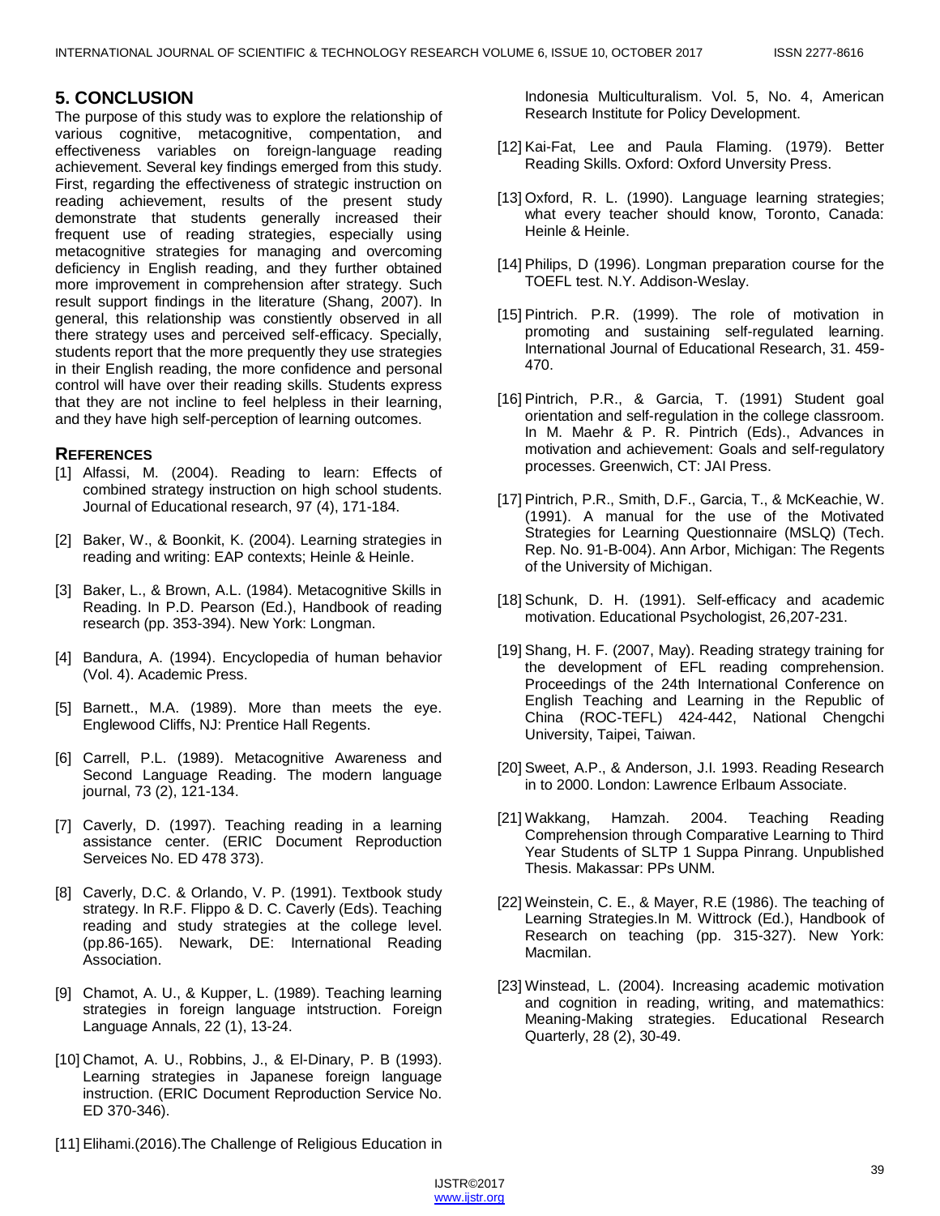## 5. CONCLUSION

The purpose of this study was to explore the relationship of various cognitive, metacognitive, compentation, and effectiveness variables on foreign-language reading achievement. Several key findings emerged from this study. First, regarding the effectiveness of strategic instruction on reading achievement, results of the present study demonstrate that students generally increased their frequent use of reading strategies, especially using metacognitive strategies for managing and overcoming deficiency in English reading, and they further obtained more improvement in comprehension after strategy. Such result support findings in the literature (Shang, 2007). In general, this relationship was constiently observed in all there strategy uses and perceived self-efficacy. Specially, students report that the more prequently they use strategies in their English reading, the more confidence and personal control will have over their reading skills. Students express that they are not incline to feel helpless in their learning, and they have high self-perception of learning outcomes.

## REFERENCES

[1] Alfassi, M. (2004). Reading to learn: Effects of combined strategy instruction on high school students. Journal of Educational research, 97 (4), 171-184.

[2] Baker, W., & Boonkit, K. (2004). Learning strategies in reading and writing: EAP contexts; Heinle & Heinle.

[3] Baker, L., & Brown, A.L. (1984). Metacognitive Skills in Reading. In P.D. Pearson (Ed.), Handbook of reading research (pp. 353-394). New York: Longman.

[4] Bandura, A. (1994). Encyclopedia of human behavior (Vol. 4). Academic Press.

[5] Barnett., M.A. (1989). More than meets the eye. Englewood Cliffs, NJ: Prentice Hall Regents.

[6] Carrell, P.L. (1989). Metacognitive Awareness and Second Language Reading. The modern language journal, 73 (2), 121-134.

[7] Caverly, D. (1997). Teaching reading in a learning assistance center. (ERIC Document Reproduction Serveices No. ED 478 373).

[8] Caverly, D.C. & Orlando, V. P. (1991). Textbook study strategy. In R.F. Flippo & D. C. Caverly (Eds). Teaching reading and study strategies at the college level. (pp.86-165). Newark, DE: International Reading Association.

[9] Chamot, A. U., & Kupper, L. (1989). Teaching learning strategies in foreign language intstruction. Foreign Language Annals, 22 (1), 13-24.

[10] Chamot, A. U., Robbins, J., & El-Dinary, P. B (1993). Learning strategies in Japanese foreign language instruction. (ERIC Document Reproduction Service No. ED 370-346).

[11] Elihami.(2016).The Challenge of Religious Education in Indonesia Multiculturalism. Vol. 5, No. 4, American Research Institute for Policy Development.

[12] Kai-Fat, Lee and Paula Flaming. (1979). Better Reading Skills. Oxford: Oxford Unversity Press.

[13] Oxford, R. L. (1990). Language learning strategies; what every teacher should know, Toronto, Canada: Heinle & Heinle.

[14] Philips, D (1996). Longman preparation course for the TOEFL test. N.Y. Addison-Weslay.

[15] Pintrich. P.R. (1999). The role of motivation in promoting and sustaining self-regulated learning. International Journal of Educational Research, 31. 459-470.

[16] Pintrich, P.R., & Garcia, T. (1991) Student goal orientation and self-regulation in the college classroom. In M. Maehr & P. R. Pintrich (Eds)., Advances in motivation and achievement: Goals and self-regulatory processes. Greenwich, CT: JAI Press.

[17] Pintrich, P.R., Smith, D.F., Garcia, T., & McKeachie, W. (1991). A manual for the use of the Motivated Strategies for Learning Questionnaire (MSLQ) (Tech. Rep. No. 91-B-004). Ann Arbor, Michigan: The Regents of the University of Michigan.

[18] Schunk, D. H. (1991). Self-efficacy and academic motivation. Educational Psychologist, 26,207-231.

[19] Shang, H. F. (2007, May). Reading strategy training for the development of EFL reading comprehension. Proceedings of the 24th International Conference on English Teaching and Learning in the Republic of China (ROC-TEFL) 424-442, National Chengchi University, Taipei, Taiwan.

[20] Sweet, A.P., & Anderson, J.I. 1993. Reading Research in to 2000. London: Lawrence Erlbaum Associate.

[21] Wakkang, Hamzah. 2004. Teaching Reading Comprehension through Comparative Learning to Third Year Students of SLTP 1 Suppa Pinrang. Unpublished Thesis. Makassar: PPs UNM.

[22] Weinstein, C. E., & Mayer, R.E (1986). The teaching of Learning Strategies.In M. Wittrock (Ed.), Handbook of Research on teaching (pp. 315-327). New York: Macmilan.

[23] Winstead, L. (2004). Increasing academic motivation and cognition in reading, writing, and matemathics: Meaning-Making strategies. Educational Research Quarterly, 28 (2), 30-49.